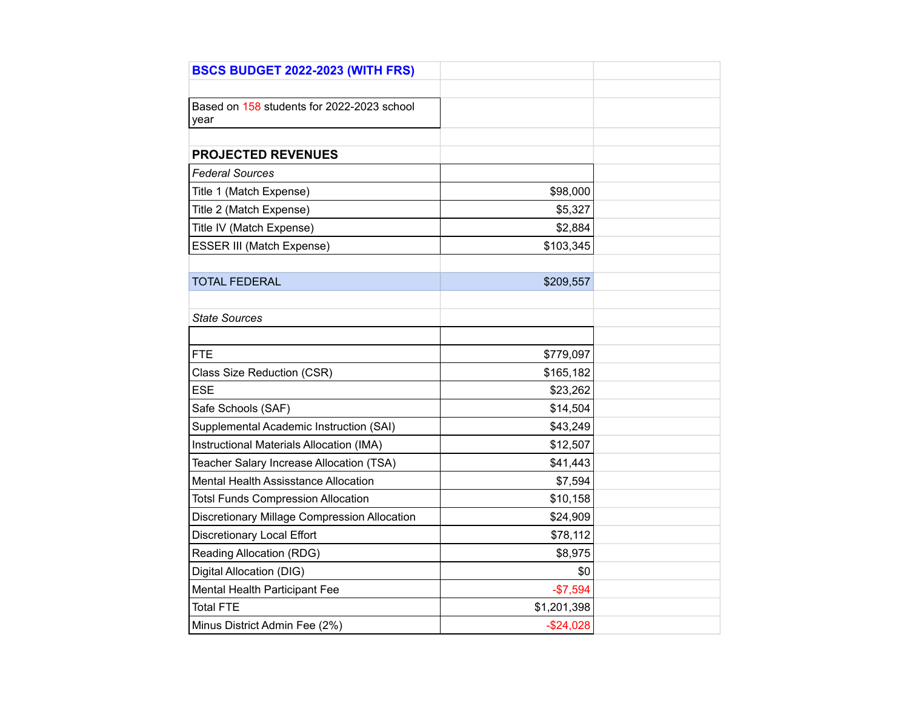**BSCS BUDGET 2022-2023 (WITH FRS)**

Based on 158 students for 2022-2023 school year

## PROJECTED REVENUES

| *Federal Sources* | |
|---|---|
| Title 1 (Match Expense) | $98,000 |
| Title 2 (Match Expense) | $5,327 |
| Title IV (Match Expense) | $2,884 |
| ESSER III (Match Expense) | $103,345 |
| | |
| TOTAL FEDERAL | $209,557 |

| *State Sources* | |
|---|---|
| | |
| FTE | $779,097 |
| Class Size Reduction (CSR) | $165,182 |
| ESE | $23,262 |
| Safe Schools (SAF) | $14,504 |
| Supplemental Academic Instruction (SAI) | $43,249 |
| Instructional Materials Allocation (IMA) | $12,507 |
| Teacher Salary Increase Allocation (TSA) | $41,443 |
| Mental Health Assisstance Allocation | $7,594 |
| Totsl Funds Compression Allocation | $10,158 |
| Discretionary Millage Compression Allocation | $24,909 |
| Discretionary Local Effort | $78,112 |
| Reading Allocation (RDG) | $8,975 |
| Digital Allocation (DIG) | $0 |
| Mental Health Participant Fee | -$7,594 |
| Total FTE | $1,201,398 |
| Minus District Admin Fee (2%) | -$24,028 |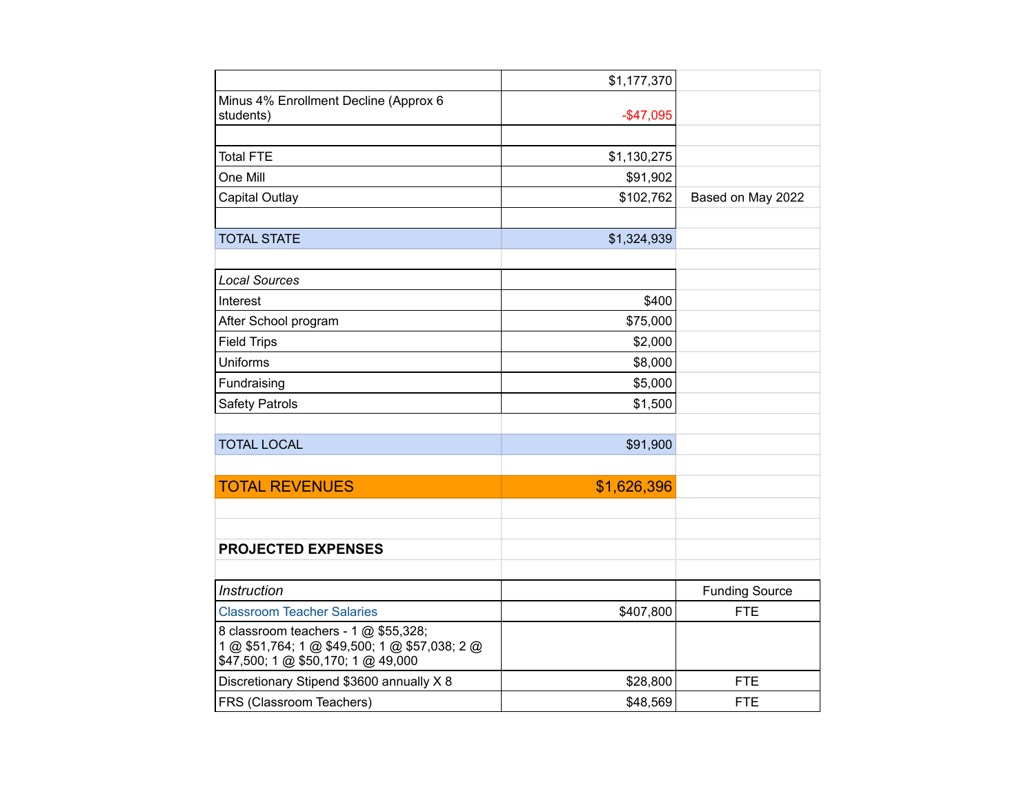| | | |
|---|---|---|
| | $1,177,370 | |
| Minus 4% Enrollment Decline (Approx 6 students) | -$47,095 | |
| | | |
| Total FTE | $1,130,275 | |
| One Mill | $91,902 | |
| Capital Outlay | $102,762 | Based on May 2022 |
| | | |
| TOTAL STATE | $1,324,939 | |
| | | |
| *Local Sources* | | |
| Interest | $400 | |
| After School program | $75,000 | |
| Field Trips | $2,000 | |
| Uniforms | $8,000 | |
| Fundraising | $5,000 | |
| Safety Patrols | $1,500 | |
| | | |
| TOTAL LOCAL | $91,900 | |
| | | |
| TOTAL REVENUES | $1,626,396 | |
| | | |
| | | |
| **PROJECTED EXPENSES** | | |
| | | |
| *Instruction* | | Funding Source |
| Classroom Teacher Salaries | $407,800 | FTE |
| 8 classroom teachers - 1 @ $55,328; 1 @ $51,764; 1 @ $49,500; 1 @ $57,038; 2 @ $47,500; 1 @ $50,170; 1 @ 49,000 | | |
| Discretionary Stipend $3600 annually X 8 | $28,800 | FTE |
| FRS (Classroom Teachers) | $48,569 | FTE |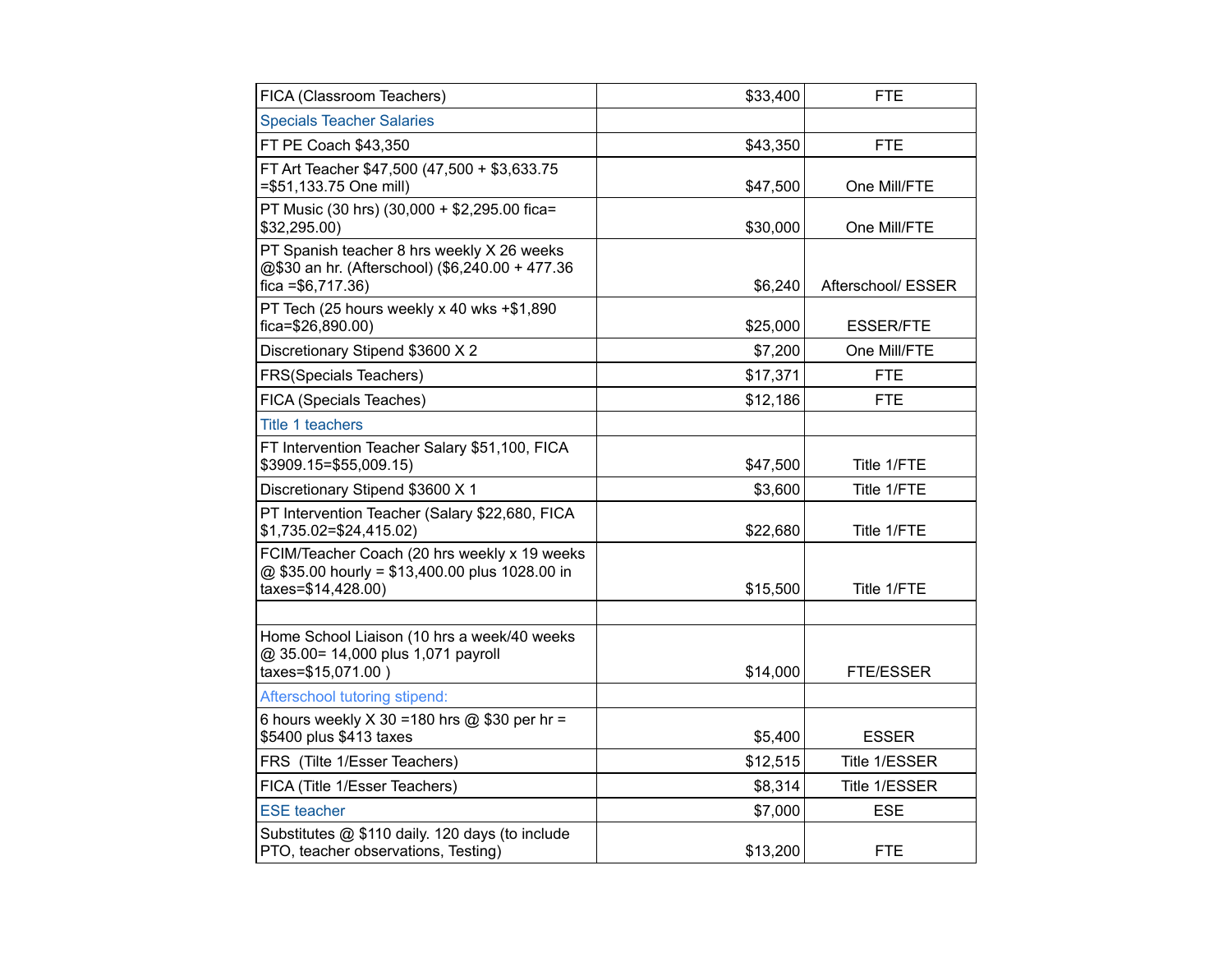| FICA (Classroom Teachers) | $33,400 | FTE |
|---|---|---|
| Specials Teacher Salaries | | |
| FT PE Coach $43,350 | $43,350 | FTE |
| FT Art Teacher $47,500 (47,500 + $3,633.75 =$51,133.75 One mill) | $47,500 | One Mill/FTE |
| PT Music (30 hrs) (30,000 + $2,295.00 fica= $32,295.00) | $30,000 | One Mill/FTE |
| PT Spanish teacher 8 hrs weekly X 26 weeks @$30 an hr. (Afterschool) ($6,240.00 + 477.36 fica =$6,717.36) | $6,240 | Afterschool/ ESSER |
| PT Tech (25 hours weekly x 40 wks +$1,890 fica=$26,890.00) | $25,000 | ESSER/FTE |
| Discretionary Stipend $3600 X 2 | $7,200 | One Mill/FTE |
| FRS(Specials Teachers) | $17,371 | FTE |
| FICA (Specials Teaches) | $12,186 | FTE |
| Title 1 teachers | | |
| FT Intervention Teacher Salary $51,100, FICA $3909.15=$55,009.15) | $47,500 | Title 1/FTE |
| Discretionary Stipend $3600 X 1 | $3,600 | Title 1/FTE |
| PT Intervention Teacher (Salary $22,680, FICA $1,735.02=$24,415.02) | $22,680 | Title 1/FTE |
| FCIM/Teacher Coach (20 hrs weekly x 19 weeks @ $35.00 hourly = $13,400.00 plus 1028.00 in taxes=$14,428.00) | $15,500 | Title 1/FTE |
| | | |
| Home School Liaison (10 hrs a week/40 weeks @ 35.00= 14,000 plus 1,071 payroll taxes=$15,071.00 ) | $14,000 | FTE/ESSER |
| Afterschool tutoring stipend: | | |
| 6 hours weekly X 30 =180 hrs @ $30 per hr = $5400 plus $413 taxes | $5,400 | ESSER |
| FRS (Tilte 1/Esser Teachers) | $12,515 | Title 1/ESSER |
| FICA (Title 1/Esser Teachers) | $8,314 | Title 1/ESSER |
| ESE teacher | $7,000 | ESE |
| Substitutes @ $110 daily. 120 days (to include PTO, teacher observations, Testing) | $13,200 | FTE |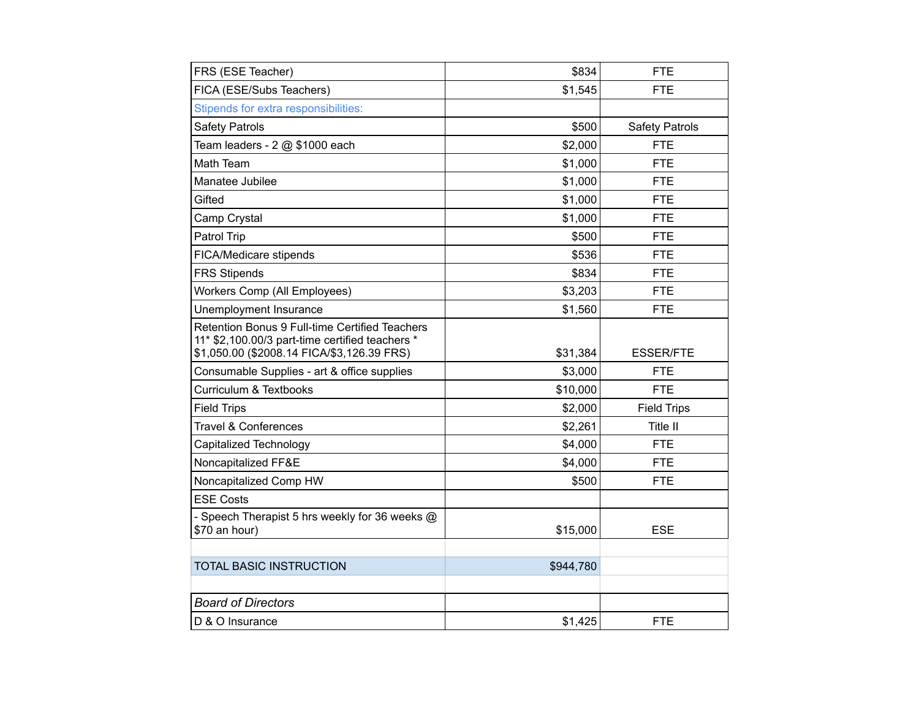| | | |
|---|---|---|
| FRS (ESE Teacher) | $834 | FTE |
| FICA (ESE/Subs Teachers) | $1,545 | FTE |
| Stipends for extra responsibilities: | | |
| Safety Patrols | $500 | Safety Patrols |
| Team leaders - 2 @ $1000 each | $2,000 | FTE |
| Math Team | $1,000 | FTE |
| Manatee Jubilee | $1,000 | FTE |
| Gifted | $1,000 | FTE |
| Camp Crystal | $1,000 | FTE |
| Patrol Trip | $500 | FTE |
| FICA/Medicare stipends | $536 | FTE |
| FRS Stipends | $834 | FTE |
| Workers Comp (All Employees) | $3,203 | FTE |
| Unemployment Insurance | $1,560 | FTE |
| Retention Bonus 9 Full-time Certified Teachers 11* $2,100.00/3 part-time certified teachers * $1,050.00 ($2008.14 FICA/$3,126.39 FRS) | $31,384 | ESSER/FTE |
| Consumable Supplies - art & office supplies | $3,000 | FTE |
| Curriculum & Textbooks | $10,000 | FTE |
| Field Trips | $2,000 | Field Trips |
| Travel & Conferences | $2,261 | Title II |
| Capitalized Technology | $4,000 | FTE |
| Noncapitalized FF&E | $4,000 | FTE |
| Noncapitalized Comp HW | $500 | FTE |
| ESE Costs | | |
| - Speech Therapist 5 hrs weekly for 36 weeks @ $70 an hour) | $15,000 | ESE |
| | | |
| TOTAL BASIC INSTRUCTION | $944,780 | |
| | | |
| *Board of Directors* | | |
| D & O Insurance | $1,425 | FTE |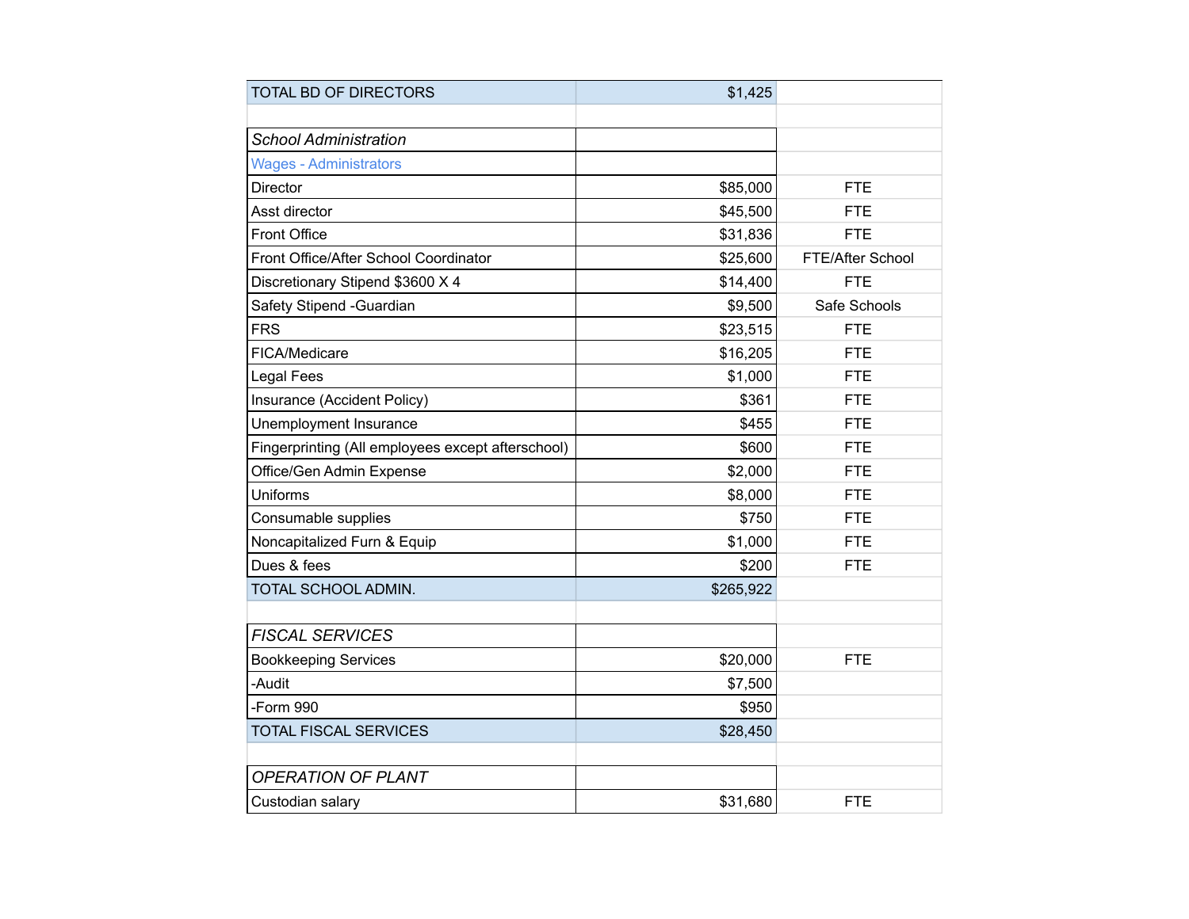| TOTAL BD OF DIRECTORS | $1,425 | |
|---|---|---|
| | | |
| *School Administration* | | |
| Wages - Administrators | | |
| Director | $85,000 | FTE |
| Asst director | $45,500 | FTE |
| Front Office | $31,836 | FTE |
| Front Office/After School Coordinator | $25,600 | FTE/After School |
| Discretionary Stipend $3600 X 4 | $14,400 | FTE |
| Safety Stipend -Guardian | $9,500 | Safe Schools |
| FRS | $23,515 | FTE |
| FICA/Medicare | $16,205 | FTE |
| Legal Fees | $1,000 | FTE |
| Insurance (Accident Policy) | $361 | FTE |
| Unemployment Insurance | $455 | FTE |
| Fingerprinting (All employees except afterschool) | $600 | FTE |
| Office/Gen Admin Expense | $2,000 | FTE |
| Uniforms | $8,000 | FTE |
| Consumable supplies | $750 | FTE |
| Noncapitalized Furn & Equip | $1,000 | FTE |
| Dues & fees | $200 | FTE |
| TOTAL SCHOOL ADMIN. | $265,922 | |
| | | |
| *FISCAL SERVICES* | | |
| Bookkeeping Services | $20,000 | FTE |
| -Audit | $7,500 | |
| -Form 990 | $950 | |
| TOTAL FISCAL SERVICES | $28,450 | |
| | | |
| *OPERATION OF PLANT* | | |
| Custodian salary | $31,680 | FTE |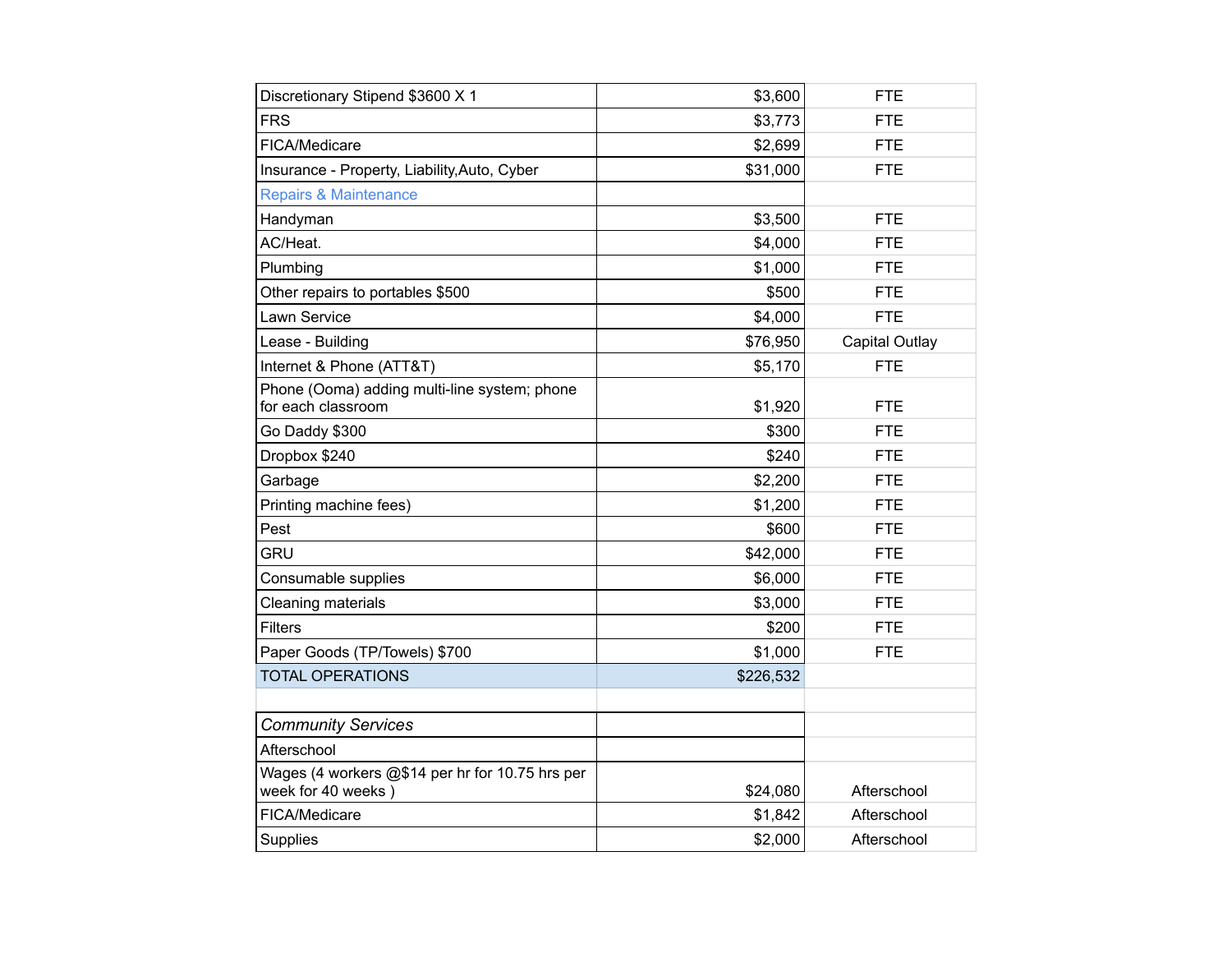| | | |
|---|---|---|
| Discretionary Stipend $3600 X 1 | $3,600 | FTE |
| FRS | $3,773 | FTE |
| FICA/Medicare | $2,699 | FTE |
| Insurance - Property, Liability,Auto, Cyber | $31,000 | FTE |
| Repairs & Maintenance | | |
| Handyman | $3,500 | FTE |
| AC/Heat. | $4,000 | FTE |
| Plumbing | $1,000 | FTE |
| Other repairs to portables $500 | $500 | FTE |
| Lawn Service | $4,000 | FTE |
| Lease - Building | $76,950 | Capital Outlay |
| Internet & Phone (ATT&T) | $5,170 | FTE |
| Phone (Ooma) adding multi-line system; phone for each classroom | $1,920 | FTE |
| Go Daddy $300 | $300 | FTE |
| Dropbox $240 | $240 | FTE |
| Garbage | $2,200 | FTE |
| Printing machine fees) | $1,200 | FTE |
| Pest | $600 | FTE |
| GRU | $42,000 | FTE |
| Consumable supplies | $6,000 | FTE |
| Cleaning materials | $3,000 | FTE |
| Filters | $200 | FTE |
| Paper Goods (TP/Towels) $700 | $1,000 | FTE |
| TOTAL OPERATIONS | $226,532 | |
| | | |
| *Community Services* | | |
| Afterschool | | |
| Wages (4 workers @$14 per hr for 10.75 hrs per week for 40 weeks ) | $24,080 | Afterschool |
| FICA/Medicare | $1,842 | Afterschool |
| Supplies | $2,000 | Afterschool |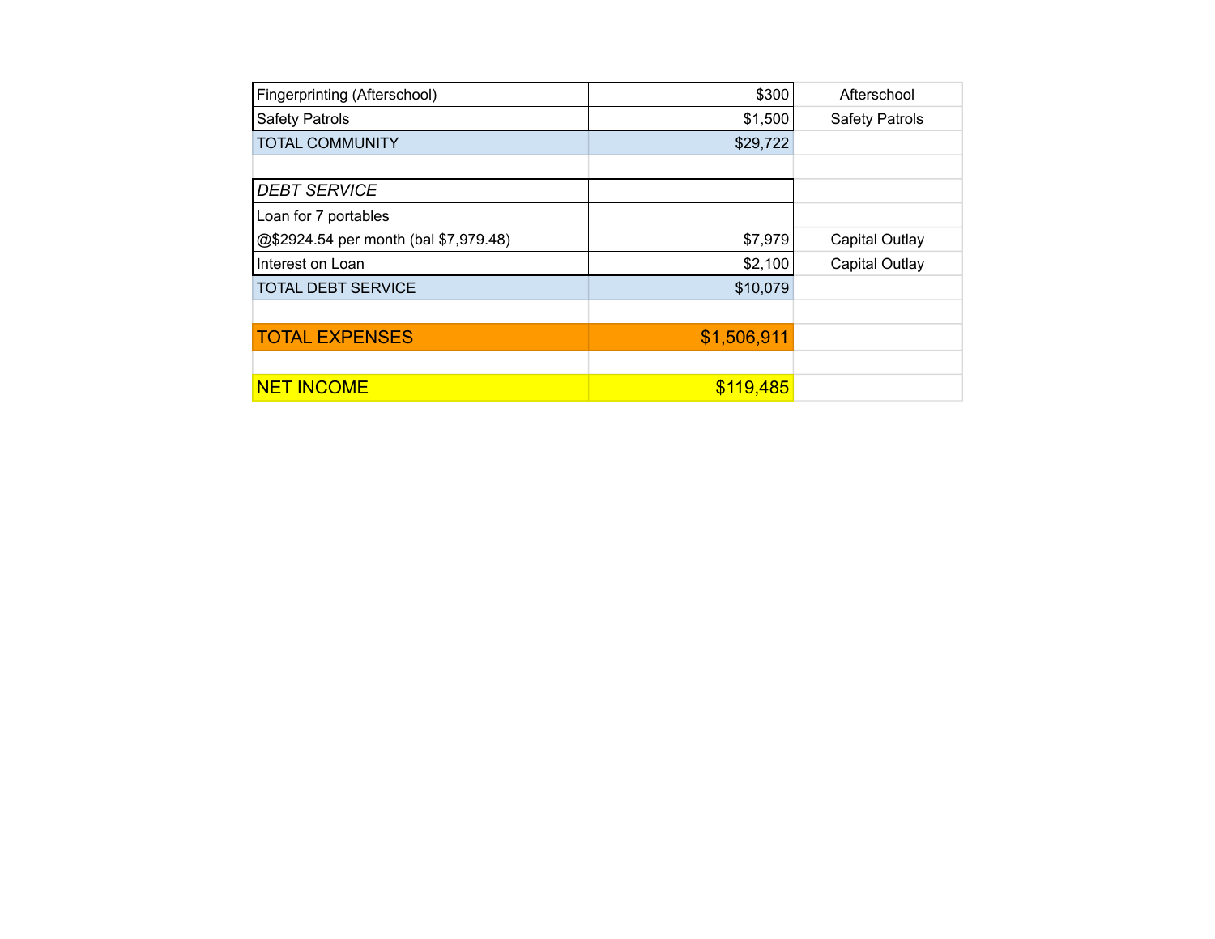| | | |
|---|---|---|
| Fingerprinting (Afterschool) | $300 | Afterschool |
| Safety Patrols | $1,500 | Safety Patrols |
| TOTAL COMMUNITY | $29,722 | |
| | | |
| *DEBT SERVICE* | | |
| Loan for 7 portables | | |
| @$2924.54 per month (bal $7,979.48) | $7,979 | Capital Outlay |
| Interest on Loan | $2,100 | Capital Outlay |
| TOTAL DEBT SERVICE | $10,079 | |
| | | |
| TOTAL EXPENSES | $1,506,911 | |
| | | |
| NET INCOME | $119,485 | |